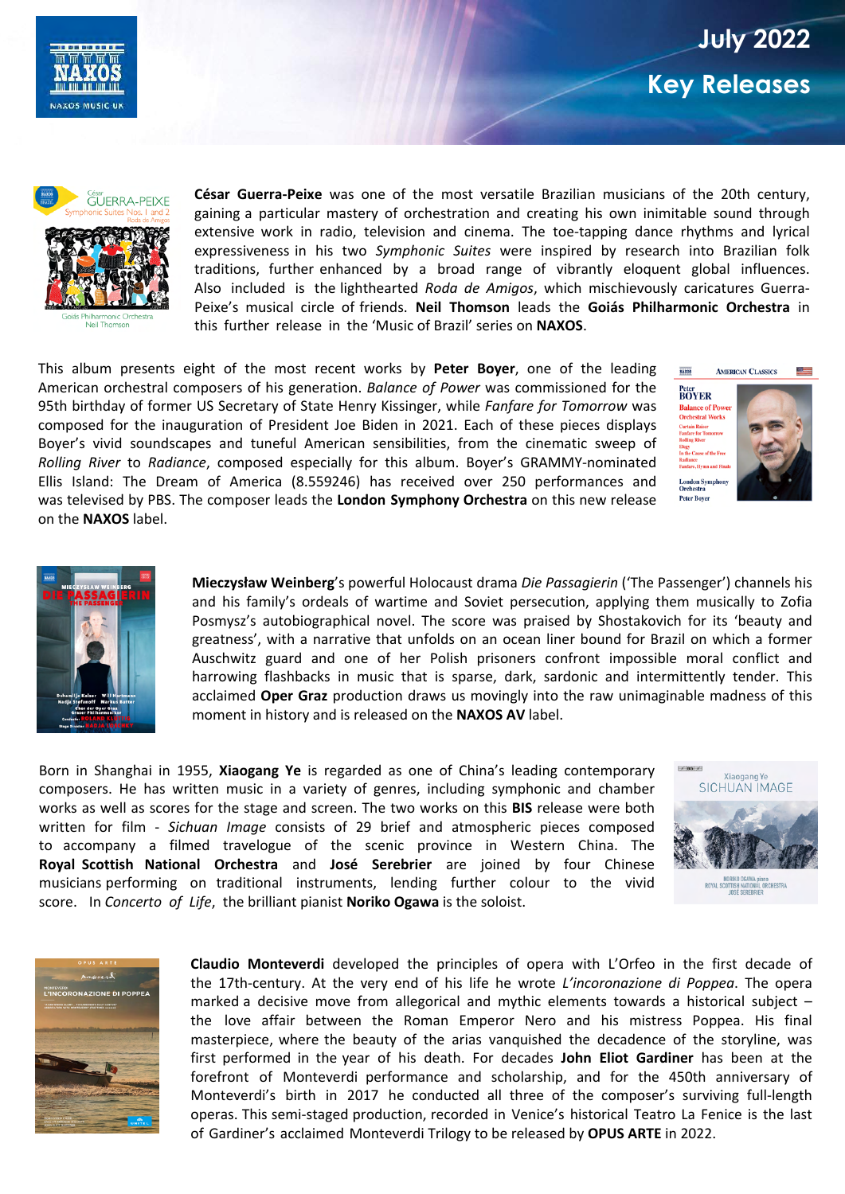# July 2022

## Key Releases

**César Guerra-Peixe** was one of the most versatile Brazilian musicians of the 20th century, gaining a particular mastery of orchestration and creating his own inimitable sound through extensive work in radio, television and cinema. The toe-tapping dance rhythms and lyrical expressiveness in his two *Symphonic Suites* were inspired by research into Brazilian folk traditions, further enhanced by a broad range of vibrantly eloquent global influences. Also included is the lighthearted *Roda de Amigos*, which mischievously caricatures Guerra-Peixe's musical circle of friends. **Neil Thomson** leads the **Goiás Philharmonic Orchestra** in this further release in the 'Music of Brazil' series on **NAXOS**.

This album presents eight of the most recent works by **Peter Boyer**, one of the leading American orchestral composers of his generation. *Balance of Power* was commissioned for the 95th birthday of former US Secretary of State Henry Kissinger, while *Fanfare for Tomorrow* was composed for the inauguration of President Joe Biden in 2021. Each of these pieces displays Boyer's vivid soundscapes and tuneful American sensibilities, from the cinematic sweep of *Rolling River* to *Radiance*, composed especially for this album. Boyer's GRAMMY-nominated Ellis Island: The Dream of America (8.559246) has received over 250 performances and was televised by PBS. The composer leads the **London Symphony Orchestra** on this new release on the **NAXOS** label.

**Mieczysław Weinberg**'s powerful Holocaust drama *Die Passagierin* ('The Passenger') channels his and his family's ordeals of wartime and Soviet persecution, applying them musically to Zofia Posmysz's autobiographical novel. The score was praised by Shostakovich for its 'beauty and greatness', with a narrative that unfolds on an ocean liner bound for Brazil on which a former Auschwitz guard and one of her Polish prisoners confront impossible moral conflict and harrowing flashbacks in music that is sparse, dark, sardonic and intermittently tender. This acclaimed **Oper Graz** production draws us movingly into the raw unimaginable madness of this moment in history and is released on the **NAXOS AV** label.

Born in Shanghai in 1955, **Xiaogang Ye** is regarded as one of China's leading contemporary composers. He has written music in a variety of genres, including symphonic and chamber works as well as scores for the stage and screen. The two works on this **BIS** release were both written for film - *Sichuan Image* consists of 29 brief and atmospheric pieces composed to accompany a filmed travelogue of the scenic province in Western China. The **Royal Scottish National Orchestra** and **José Serebrier** are joined by four Chinese musicians performing on traditional instruments, lending further colour to the vivid score. In *Concerto of Life*, the brilliant pianist **Noriko Ogawa** is the soloist.

**Claudio Monteverdi** developed the principles of opera with L'Orfeo in the first decade of the 17th-century. At the very end of his life he wrote *L'incoronazione di Poppea*. The opera marked a decisive move from allegorical and mythic elements towards a historical subject – the love affair between the Roman Emperor Nero and his mistress Poppea. His final masterpiece, where the beauty of the arias vanquished the decadence of the storyline, was first performed in the year of his death. For decades **John Eliot Gardiner** has been at the forefront of Monteverdi performance and scholarship, and for the 450th anniversary of Monteverdi's birth in 2017 he conducted all three of the composer's surviving full-length operas. This semi-staged production, recorded in Venice's historical Teatro La Fenice is the last of Gardiner's acclaimed Monteverdi Trilogy to be released by **OPUS ARTE** in 2022.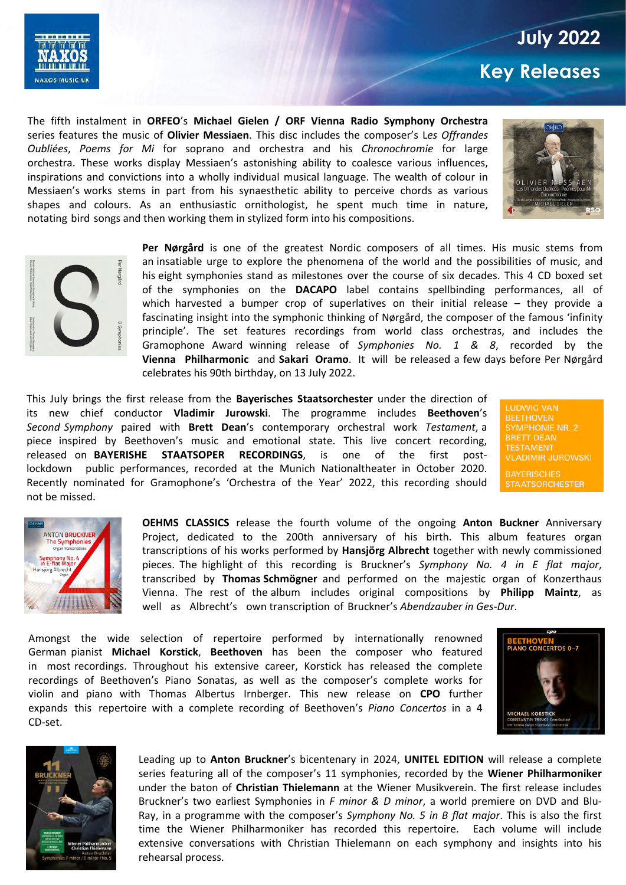# July 2022

## Key Releases

The fifth instalment in **ORFEO**'s **Michael Gielen / ORF Vienna Radio Symphony Orchestra** series features the music of **Olivier Messiaen**. This disc includes the composer's L*es Offrandes Oubliées*, *Poems for Mi* for soprano and orchestra and his *Chronochromie* for large orchestra. These works display Messiaen's astonishing ability to coalesce various influences, inspirations and convictions into a wholly individual musical language. The wealth of colour in Messiaen's works stems in part from his synaesthetic ability to perceive chords as various shapes and colours. As an enthusiastic ornithologist, he spent much time in nature, notating bird songs and then working them in stylized form into his compositions.

**Per Nørgård** is one of the greatest Nordic composers of all times. His music stems from an insatiable urge to explore the phenomena of the world and the possibilities of music, and his eight symphonies stand as milestones over the course of six decades. This 4 CD boxed set of the symphonies on the **DACAPO** label contains spellbinding performances, all of which harvested a bumper crop of superlatives on their initial release – they provide a fascinating insight into the symphonic thinking of Nørgård, the composer of the famous 'infinity principle'. The set features recordings from world class orchestras, and includes the Gramophone Award winning release of *Symphonies No. 1 & 8*, recorded by the **Vienna Philharmonic** and **Sakari Oramo**. It will be released a few days before Per Nørgård celebrates his 90th birthday, on 13 July 2022.

This July brings the first release from the **Bayerisches Staatsorchester** under the direction of its new chief conductor **Vladimir Jurowski**. The programme includes **Beethoven**'s *Second Symphony* paired with **Brett Dean**'s contemporary orchestral work *Testament*, a piece inspired by Beethoven's music and emotional state. This live concert recording, released on **BAYERISHE STAATSOPER RECORDINGS**, is one of the first post-lockdown public performances, recorded at the Munich Nationaltheater in October 2020. Recently nominated for Gramophone's 'Orchestra of the Year' 2022, this recording should not be missed.

**OEHMS CLASSICS** release the fourth volume of the ongoing **Anton Buckner** Anniversary Project, dedicated to the 200th anniversary of his birth. This album features organ transcriptions of his works performed by **Hansjörg Albrecht** together with newly commissioned pieces. The highlight of this recording is Bruckner's *Symphony No. 4 in E flat major*, transcribed by **Thomas Schmögner** and performed on the majestic organ of Konzerthaus Vienna. The rest of the album includes original compositions by **Philipp Maintz**, as well as Albrecht's own transcription of Bruckner's *Abendzauber in Ges-Dur*.

Amongst the wide selection of repertoire performed by internationally renowned German pianist **Michael Korstick**, **Beethoven** has been the composer who featured in most recordings. Throughout his extensive career, Korstick has released the complete recordings of Beethoven's Piano Sonatas, as well as the composer's complete works for violin and piano with Thomas Albertus Irnberger. This new release on **CPO** further expands this repertoire with a complete recording of Beethoven's *Piano Concertos* in a 4 CD-set.

Leading up to **Anton Bruckner**'s bicentenary in 2024, **UNITEL EDITION** will release a complete series featuring all of the composer's 11 symphonies, recorded by the **Wiener Philharmoniker** under the baton of **Christian Thielemann** at the Wiener Musikverein. The first release includes Bruckner's two earliest Symphonies in *F minor & D minor*, a world premiere on DVD and Blu-Ray, in a programme with the composer's *Symphony No. 5 in B flat major*. This is also the first time the Wiener Philharmoniker has recorded this repertoire. Each volume will include extensive conversations with Christian Thielemann on each symphony and insights into his rehearsal process.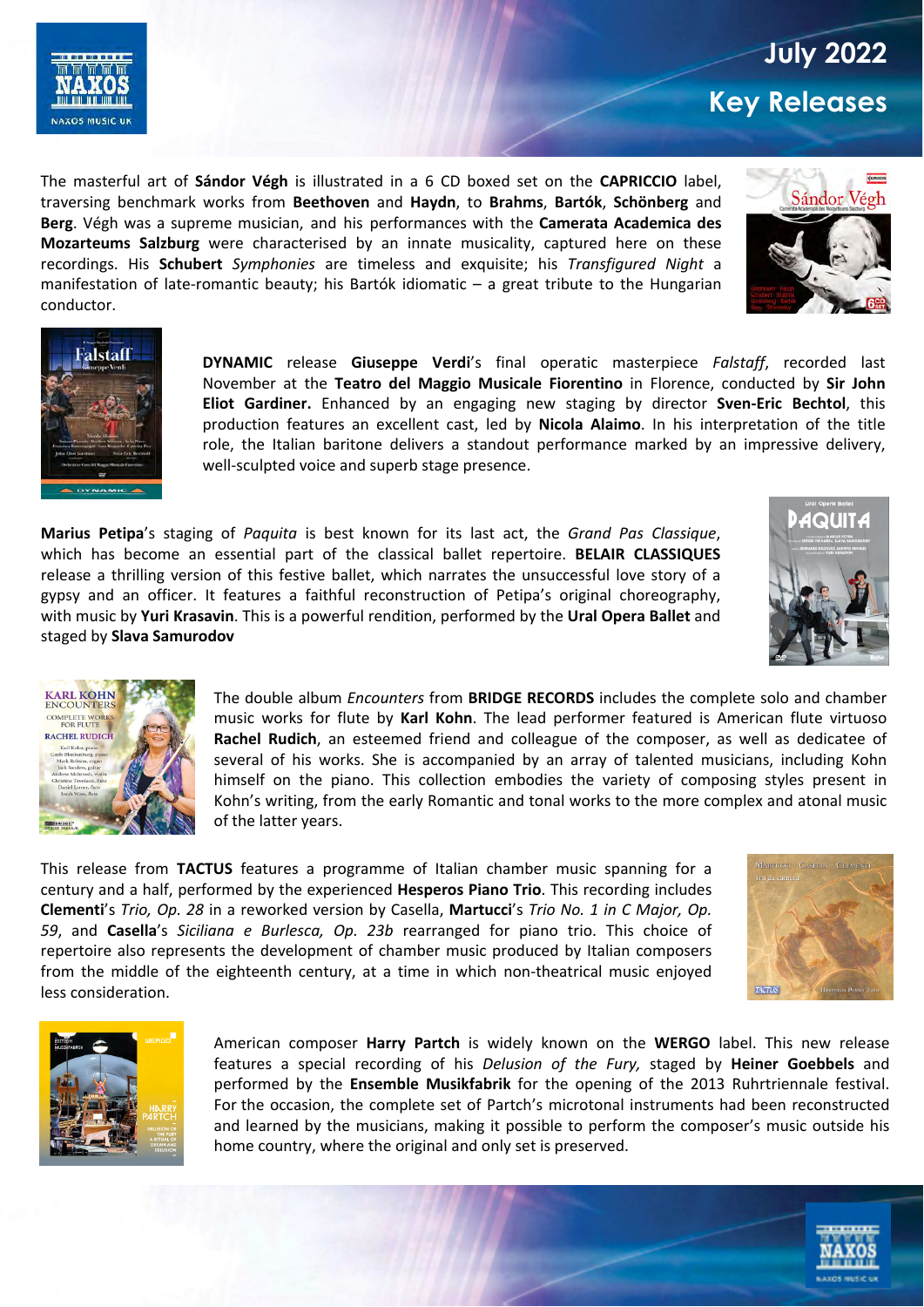# July 2022
## Key Releases

The masterful art of **Sándor Végh** is illustrated in a 6 CD boxed set on the **CAPRICCIO** label, traversing benchmark works from **Beethoven** and **Haydn**, to **Brahms**, **Bartók**, **Schönberg** and **Berg**. Végh was a supreme musician, and his performances with the **Camerata Academica des Mozarteums Salzburg** were characterised by an innate musicality, captured here on these recordings. His **Schubert** *Symphonies* are timeless and exquisite; his *Transfigured Night* a manifestation of late-romantic beauty; his Bartók idiomatic – a great tribute to the Hungarian conductor.

**DYNAMIC** release **Giuseppe Verdi**'s final operatic masterpiece *Falstaff*, recorded last November at the **Teatro del Maggio Musicale Fiorentino** in Florence, conducted by **Sir John Eliot Gardiner.** Enhanced by an engaging new staging by director **Sven-Eric Bechtol**, this production features an excellent cast, led by **Nicola Alaimo**. In his interpretation of the title role, the Italian baritone delivers a standout performance marked by an impressive delivery, well-sculpted voice and superb stage presence.

**Marius Petipa**'s staging of *Paquita* is best known for its last act, the *Grand Pas Classique*, which has become an essential part of the classical ballet repertoire. **BELAIR CLASSIQUES** release a thrilling version of this festive ballet, which narrates the unsuccessful love story of a gypsy and an officer. It features a faithful reconstruction of Petipa's original choreography, with music by **Yuri Krasavin**. This is a powerful rendition, performed by the **Ural Opera Ballet** and staged by **Slava Samurodov**

The double album *Encounters* from **BRIDGE RECORDS** includes the complete solo and chamber music works for flute by **Karl Kohn**. The lead performer featured is American flute virtuoso **Rachel Rudich**, an esteemed friend and colleague of the composer, as well as dedicatee of several of his works. She is accompanied by an array of talented musicians, including Kohn himself on the piano. This collection embodies the variety of composing styles present in Kohn's writing, from the early Romantic and tonal works to the more complex and atonal music of the latter years.

This release from **TACTUS** features a programme of Italian chamber music spanning for a century and a half, performed by the experienced **Hesperos Piano Trio**. This recording includes **Clementi**'s *Trio, Op. 28* in a reworked version by Casella, **Martucci**'s *Trio No. 1 in C Major, Op. 59*, and **Casella**'s *Siciliana e Burlesca, Op. 23b* rearranged for piano trio. This choice of repertoire also represents the development of chamber music produced by Italian composers from the middle of the eighteenth century, at a time in which non-theatrical music enjoyed less consideration.

American composer **Harry Partch** is widely known on the **WERGO** label. This new release features a special recording of his *Delusion of the Fury,* staged by **Heiner Goebbels** and performed by the **Ensemble Musikfabrik** for the opening of the 2013 Ruhrtriennale festival. For the occasion, the complete set of Partch's microtonal instruments had been reconstructed and learned by the musicians, making it possible to perform the composer's music outside his home country, where the original and only set is preserved.